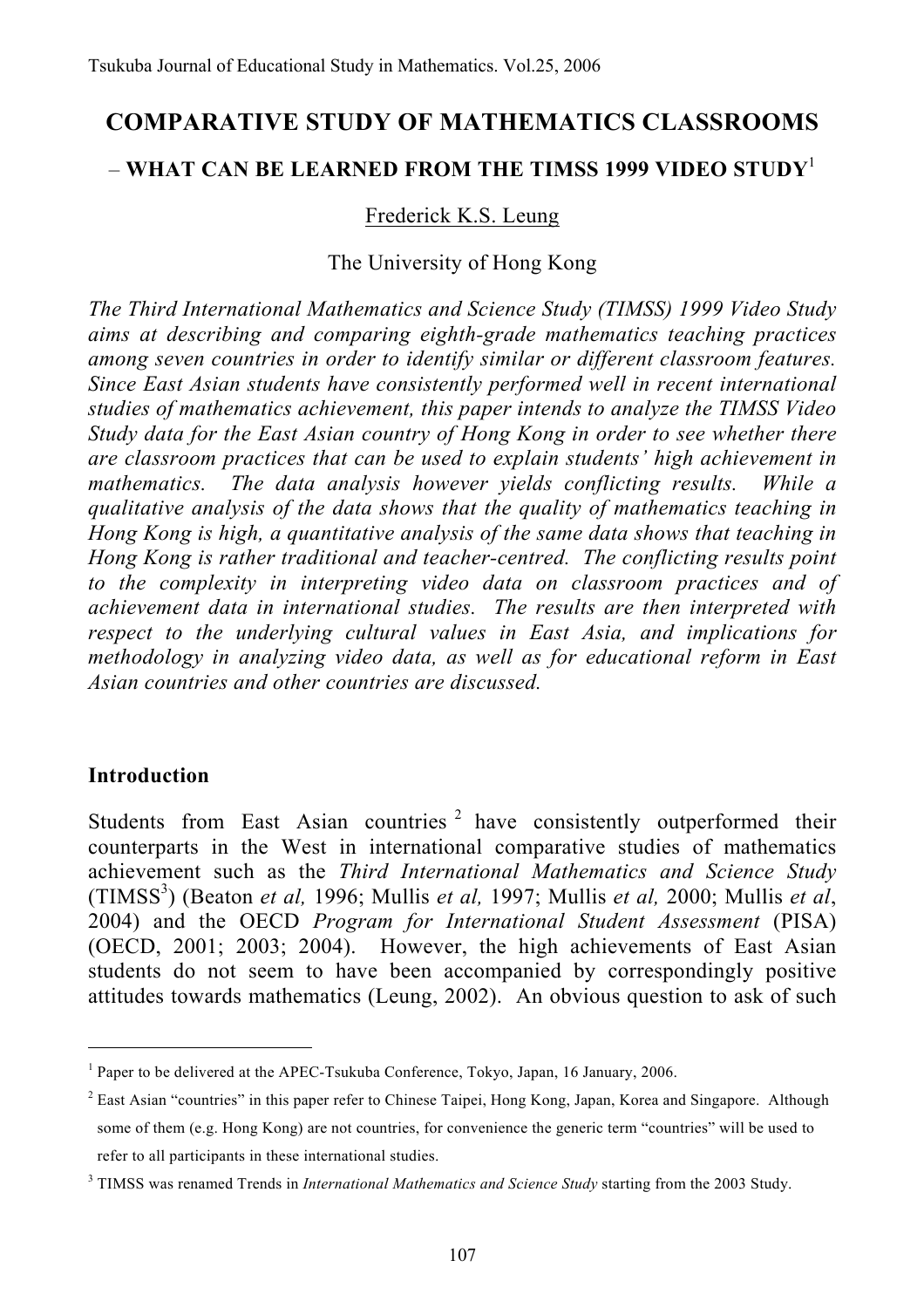# COMPARATIVE STUDY OF MATHEMATICS CLASSROOMS

## – WHAT CAN BE LEARNED FROM THE TIMSS 1999 VIDEO STUDY[1]

Frederick K.S. Leung

The University of Hong Kong

*The Third International Mathematics and Science Study (TIMSS) 1999 Video Study aims at describing and comparing eighth-grade mathematics teaching practices among seven countries in order to identify similar or different classroom features. Since East Asian students have consistently performed well in recent international studies of mathematics achievement, this paper intends to analyze the TIMSS Video Study data for the East Asian country of Hong Kong in order to see whether there are classroom practices that can be used to explain students' high achievement in mathematics. The data analysis however yields conflicting results. While a qualitative analysis of the data shows that the quality of mathematics teaching in Hong Kong is high, a quantitative analysis of the same data shows that teaching in Hong Kong is rather traditional and teacher-centred. The conflicting results point to the complexity in interpreting video data on classroom practices and of achievement data in international studies. The results are then interpreted with respect to the underlying cultural values in East Asia, and implications for methodology in analyzing video data, as well as for educational reform in East Asian countries and other countries are discussed.*

### Introduction

Students from East Asian countries[2] have consistently outperformed their counterparts in the West in international comparative studies of mathematics achievement such as the *Third International Mathematics and Science Study* (TIMSS[3]) (Beaton *et al,* 1996; Mullis *et al,* 1997; Mullis *et al,* 2000; Mullis *et al*, 2004) and the OECD *Program for International Student Assessment* (PISA) (OECD, 2001; 2003; 2004). However, the high achievements of East Asian students do not seem to have been accompanied by correspondingly positive attitudes towards mathematics (Leung, 2002). An obvious question to ask of such

---

[1] Paper to be delivered at the APEC-Tsukuba Conference, Tokyo, Japan, 16 January, 2006.

[2] East Asian "countries" in this paper refer to Chinese Taipei, Hong Kong, Japan, Korea and Singapore. Although some of them (e.g. Hong Kong) are not countries, for convenience the generic term "countries" will be used to refer to all participants in these international studies.

[3] TIMSS was renamed Trends in *International Mathematics and Science Study* starting from the 2003 Study.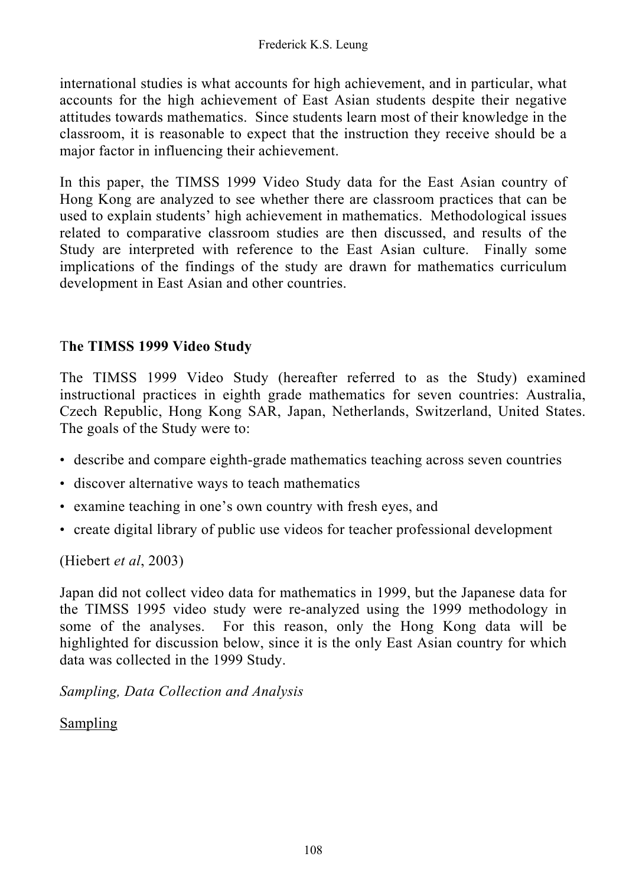international studies is what accounts for high achievement, and in particular, what accounts for the high achievement of East Asian students despite their negative attitudes towards mathematics. Since students learn most of their knowledge in the classroom, it is reasonable to expect that the instruction they receive should be a major factor in influencing their achievement.

In this paper, the TIMSS 1999 Video Study data for the East Asian country of Hong Kong are analyzed to see whether there are classroom practices that can be used to explain students' high achievement in mathematics. Methodological issues related to comparative classroom studies are then discussed, and results of the Study are interpreted with reference to the East Asian culture. Finally some implications of the findings of the study are drawn for mathematics curriculum development in East Asian and other countries.

## The TIMSS 1999 Video Study

The TIMSS 1999 Video Study (hereafter referred to as the Study) examined instructional practices in eighth grade mathematics for seven countries: Australia, Czech Republic, Hong Kong SAR, Japan, Netherlands, Switzerland, United States. The goals of the Study were to:

- describe and compare eighth-grade mathematics teaching across seven countries
- discover alternative ways to teach mathematics
- examine teaching in one's own country with fresh eyes, and
- create digital library of public use videos for teacher professional development

(Hiebert *et al*, 2003)

Japan did not collect video data for mathematics in 1999, but the Japanese data for the TIMSS 1995 video study were re-analyzed using the 1999 methodology in some of the analyses. For this reason, only the Hong Kong data will be highlighted for discussion below, since it is the only East Asian country for which data was collected in the 1999 Study.

### *Sampling, Data Collection and Analysis*

#### Sampling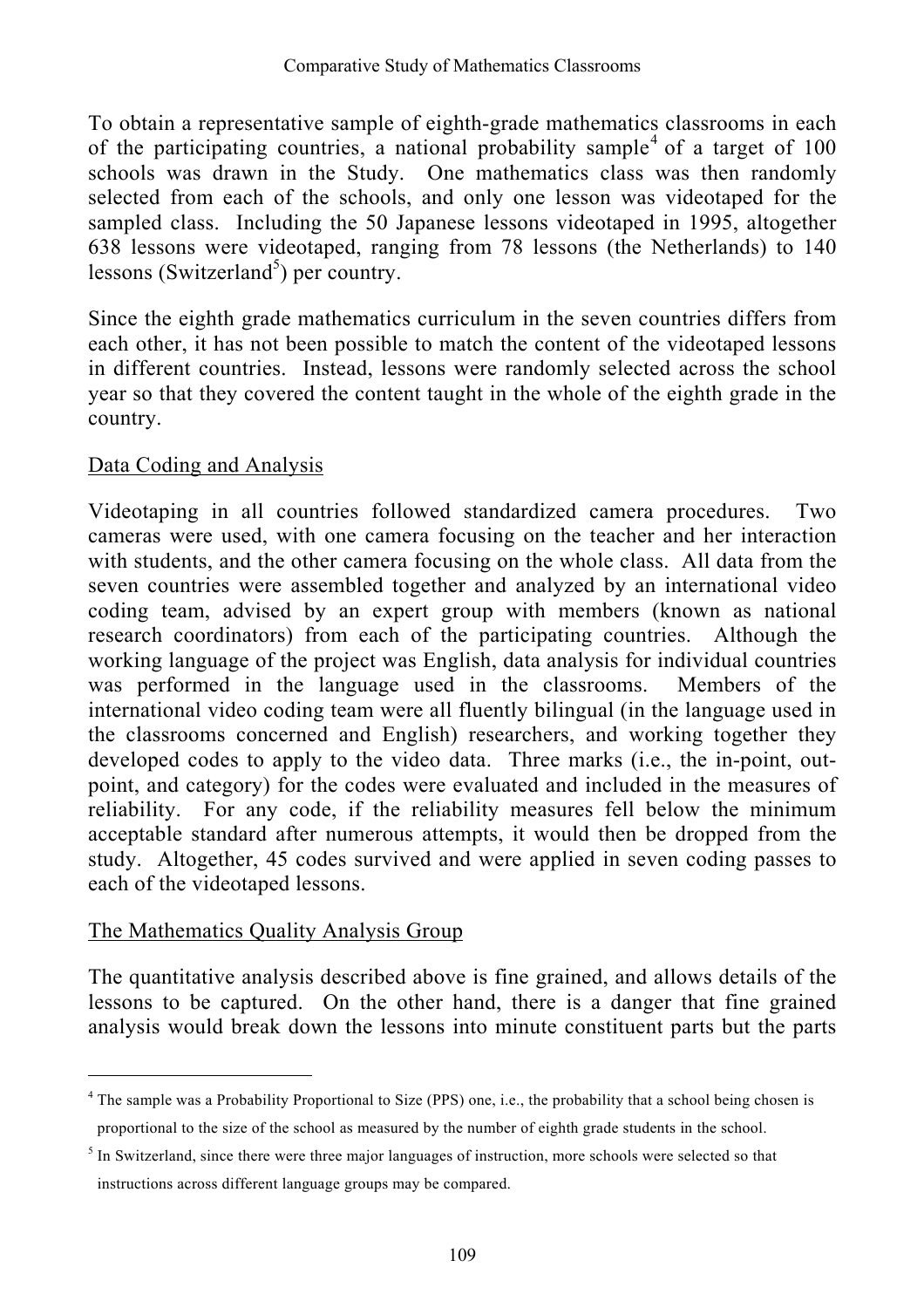To obtain a representative sample of eighth-grade mathematics classrooms in each of the participating countries, a national probability sample[4] of a target of 100 schools was drawn in the Study. One mathematics class was then randomly selected from each of the schools, and only one lesson was videotaped for the sampled class. Including the 50 Japanese lessons videotaped in 1995, altogether 638 lessons were videotaped, ranging from 78 lessons (the Netherlands) to 140 lessons (Switzerland[5]) per country.

Since the eighth grade mathematics curriculum in the seven countries differs from each other, it has not been possible to match the content of the videotaped lessons in different countries. Instead, lessons were randomly selected across the school year so that they covered the content taught in the whole of the eighth grade in the country.

## Data Coding and Analysis

Videotaping in all countries followed standardized camera procedures. Two cameras were used, with one camera focusing on the teacher and her interaction with students, and the other camera focusing on the whole class. All data from the seven countries were assembled together and analyzed by an international video coding team, advised by an expert group with members (known as national research coordinators) from each of the participating countries. Although the working language of the project was English, data analysis for individual countries was performed in the language used in the classrooms. Members of the international video coding team were all fluently bilingual (in the language used in the classrooms concerned and English) researchers, and working together they developed codes to apply to the video data. Three marks (i.e., the in-point, out-point, and category) for the codes were evaluated and included in the measures of reliability. For any code, if the reliability measures fell below the minimum acceptable standard after numerous attempts, it would then be dropped from the study. Altogether, 45 codes survived and were applied in seven coding passes to each of the videotaped lessons.

## The Mathematics Quality Analysis Group

The quantitative analysis described above is fine grained, and allows details of the lessons to be captured. On the other hand, there is a danger that fine grained analysis would break down the lessons into minute constituent parts but the parts

---

[4] The sample was a Probability Proportional to Size (PPS) one, i.e., the probability that a school being chosen is proportional to the size of the school as measured by the number of eighth grade students in the school.

[5] In Switzerland, since there were three major languages of instruction, more schools were selected so that instructions across different language groups may be compared.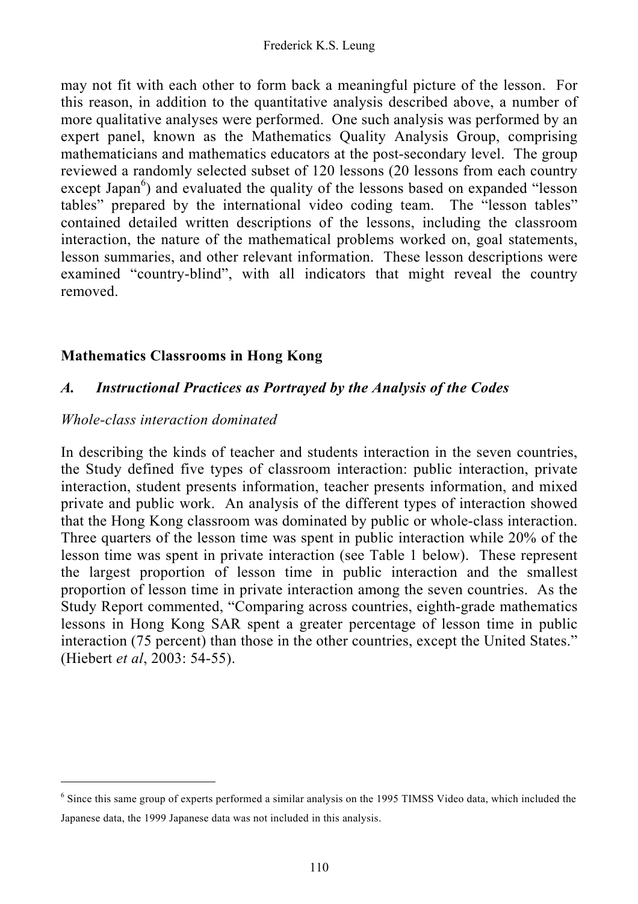may not fit with each other to form back a meaningful picture of the lesson. For this reason, in addition to the quantitative analysis described above, a number of more qualitative analyses were performed. One such analysis was performed by an expert panel, known as the Mathematics Quality Analysis Group, comprising mathematicians and mathematics educators at the post-secondary level. The group reviewed a randomly selected subset of 120 lessons (20 lessons from each country except Japan[6]) and evaluated the quality of the lessons based on expanded "lesson tables" prepared by the international video coding team. The "lesson tables" contained detailed written descriptions of the lessons, including the classroom interaction, the nature of the mathematical problems worked on, goal statements, lesson summaries, and other relevant information. These lesson descriptions were examined "country-blind", with all indicators that might reveal the country removed.

## Mathematics Classrooms in Hong Kong

### *A. Instructional Practices as Portrayed by the Analysis of the Codes*

*Whole-class interaction dominated*

In describing the kinds of teacher and students interaction in the seven countries, the Study defined five types of classroom interaction: public interaction, private interaction, student presents information, teacher presents information, and mixed private and public work. An analysis of the different types of interaction showed that the Hong Kong classroom was dominated by public or whole-class interaction. Three quarters of the lesson time was spent in public interaction while 20% of the lesson time was spent in private interaction (see Table 1 below). These represent the largest proportion of lesson time in public interaction and the smallest proportion of lesson time in private interaction among the seven countries. As the Study Report commented, "Comparing across countries, eighth-grade mathematics lessons in Hong Kong SAR spent a greater percentage of lesson time in public interaction (75 percent) than those in the other countries, except the United States." (Hiebert *et al*, 2003: 54-55).

---

[6] Since this same group of experts performed a similar analysis on the 1995 TIMSS Video data, which included the Japanese data, the 1999 Japanese data was not included in this analysis.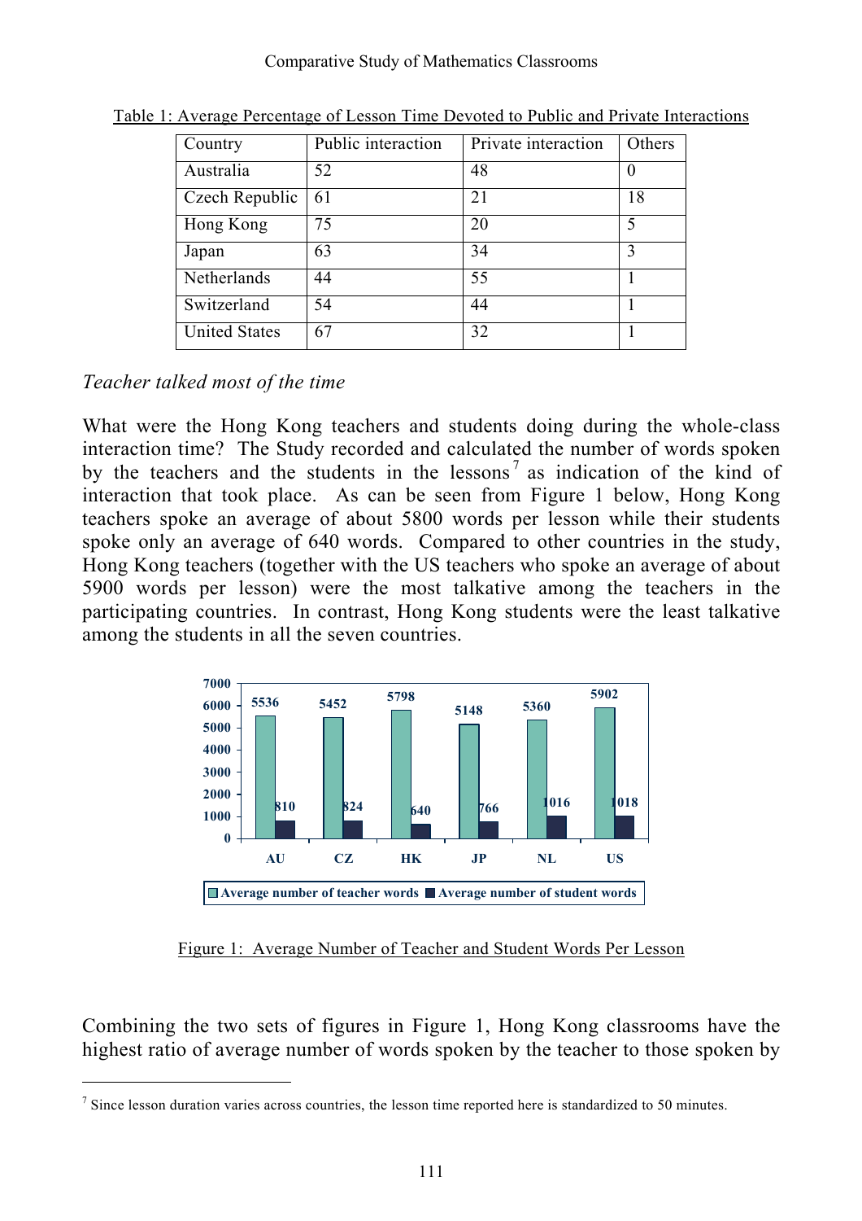Table 1: Average Percentage of Lesson Time Devoted to Public and Private Interactions

| Country | Public interaction | Private interaction | Others |
|---|---|---|---|
| Australia | 52 | 48 | 0 |
| Czech Republic | 61 | 21 | 18 |
| Hong Kong | 75 | 20 | 5 |
| Japan | 63 | 34 | 3 |
| Netherlands | 44 | 55 | 1 |
| Switzerland | 54 | 44 | 1 |
| United States | 67 | 32 | 1 |

*Teacher talked most of the time*

What were the Hong Kong teachers and students doing during the whole-class interaction time? The Study recorded and calculated the number of words spoken by the teachers and the students in the lessons[7] as indication of the kind of interaction that took place. As can be seen from Figure 1 below, Hong Kong teachers spoke an average of about 5800 words per lesson while their students spoke only an average of 640 words. Compared to other countries in the study, Hong Kong teachers (together with the US teachers who spoke an average of about 5900 words per lesson) were the most talkative among the teachers in the participating countries. In contrast, Hong Kong students were the least talkative among the students in all the seven countries.

| | AU | CZ | HK | JP | NL | US |
|---|---|---|---|---|---|---|
| Average number of teacher words | 5536 | 5452 | 5798 | 5148 | 5360 | 5902 |
| Average number of student words | 810 | 824 | 640 | 766 | 1016 | 1018 |

Figure 1: Average Number of Teacher and Student Words Per Lesson

Combining the two sets of figures in Figure 1, Hong Kong classrooms have the highest ratio of average number of words spoken by the teacher to those spoken by

[7] Since lesson duration varies across countries, the lesson time reported here is standardized to 50 minutes.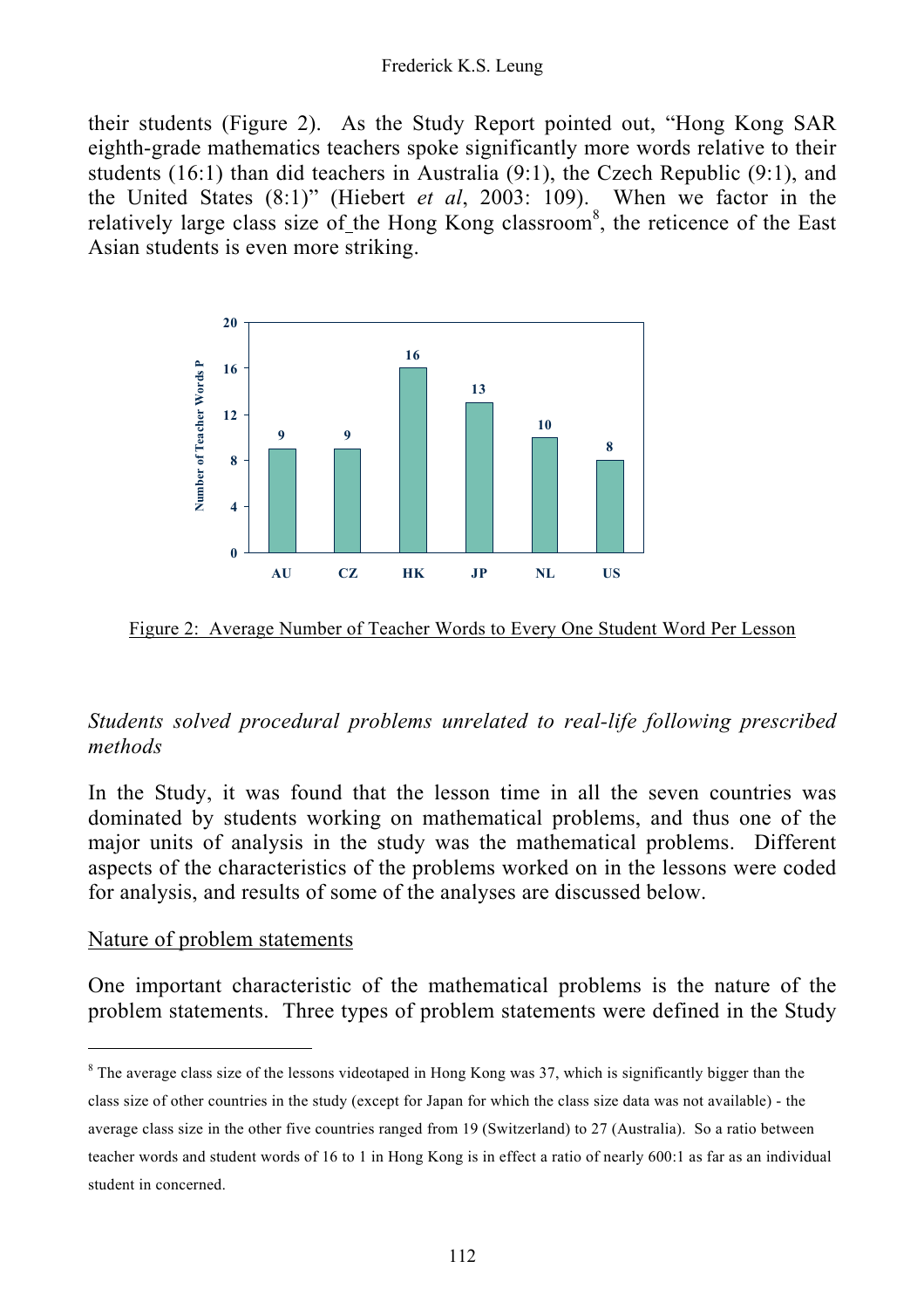their students (Figure 2). As the Study Report pointed out, "Hong Kong SAR eighth-grade mathematics teachers spoke significantly more words relative to their students (16:1) than did teachers in Australia (9:1), the Czech Republic (9:1), and the United States (8:1)" (Hiebert *et al*, 2003: 109). When we factor in the relatively large class size of the Hong Kong classroom[8], the reticence of the East Asian students is even more striking.

Figure 2: Average Number of Teacher Words to Every One Student Word Per Lesson

### *Students solved procedural problems unrelated to real-life following prescribed methods*

In the Study, it was found that the lesson time in all the seven countries was dominated by students working on mathematical problems, and thus one of the major units of analysis in the study was the mathematical problems. Different aspects of the characteristics of the problems worked on in the lessons were coded for analysis, and results of some of the analyses are discussed below.

#### Nature of problem statements

One important characteristic of the mathematical problems is the nature of the problem statements. Three types of problem statements were defined in the Study

---

[8] The average class size of the lessons videotaped in Hong Kong was 37, which is significantly bigger than the class size of other countries in the study (except for Japan for which the class size data was not available) - the average class size in the other five countries ranged from 19 (Switzerland) to 27 (Australia). So a ratio between teacher words and student words of 16 to 1 in Hong Kong is in effect a ratio of nearly 600:1 as far as an individual student in concerned.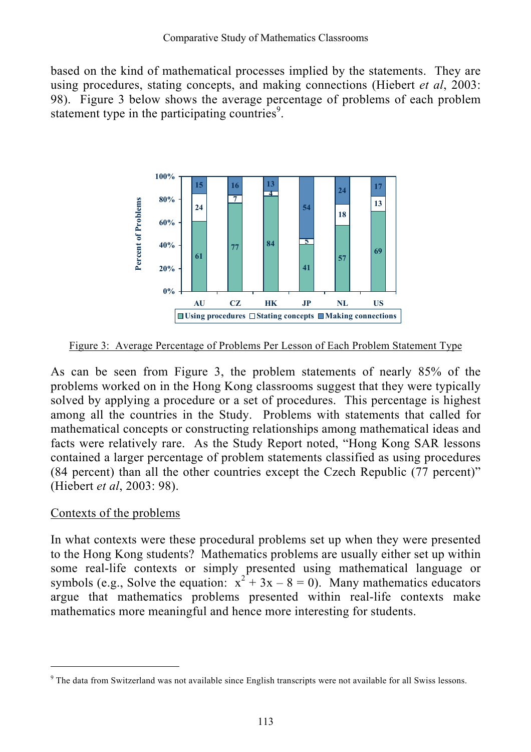based on the kind of mathematical processes implied by the statements. They are using procedures, stating concepts, and making connections (Hiebert *et al*, 2003: 98). Figure 3 below shows the average percentage of problems of each problem statement type in the participating countries[9].

| | AU | CZ | HK | JP | NL | US |
|---|---|---|---|---|---|---|
| Using procedures | 61 | 77 | 84 | 41 | 57 | 69 |
| Stating concepts | 24 | 7 | 4 | 5 | 18 | 13 |
| Making connections | 15 | 16 | 13 | 54 | 24 | 17 |

Figure 3: Average Percentage of Problems Per Lesson of Each Problem Statement Type

As can be seen from Figure 3, the problem statements of nearly 85% of the problems worked on in the Hong Kong classrooms suggest that they were typically solved by applying a procedure or a set of procedures. This percentage is highest among all the countries in the Study. Problems with statements that called for mathematical concepts or constructing relationships among mathematical ideas and facts were relatively rare. As the Study Report noted, "Hong Kong SAR lessons contained a larger percentage of problem statements classified as using procedures (84 percent) than all the other countries except the Czech Republic (77 percent)" (Hiebert *et al*, 2003: 98).

## Contexts of the problems

In what contexts were these procedural problems set up when they were presented to the Hong Kong students? Mathematics problems are usually either set up within some real-life contexts or simply presented using mathematical language or symbols (e.g., Solve the equation: $x^2 + 3x - 8 = 0$). Many mathematics educators argue that mathematics problems presented within real-life contexts make mathematics more meaningful and hence more interesting for students.

[9] The data from Switzerland was not available since English transcripts were not available for all Swiss lessons.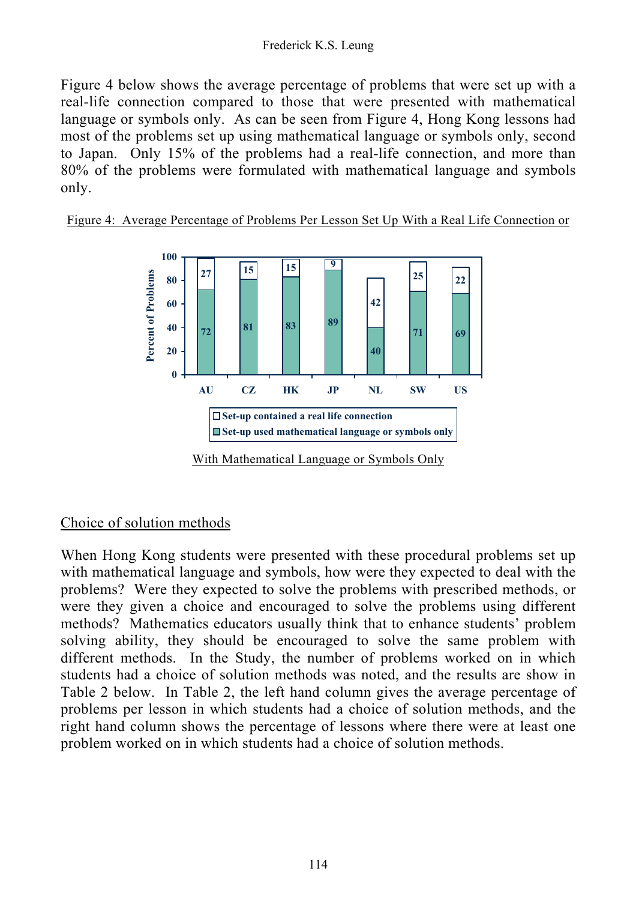Figure 4 below shows the average percentage of problems that were set up with a real-life connection compared to those that were presented with mathematical language or symbols only. As can be seen from Figure 4, Hong Kong lessons had most of the problems set up using mathematical language or symbols only, second to Japan. Only 15% of the problems had a real-life connection, and more than 80% of the problems were formulated with mathematical language and symbols only.

Figure 4: Average Percentage of Problems Per Lesson Set Up With a Real Life Connection or With Mathematical Language or Symbols Only

| | AU | CZ | HK | JP | NL | SW | US |
|---|---|---|---|---|---|---|---|
| Set-up contained a real life connection | 27 | 15 | 15 | 9 | 42 | 25 | 22 |
| Set-up used mathematical language or symbols only | 72 | 81 | 83 | 89 | 40 | 71 | 69 |

## Choice of solution methods

When Hong Kong students were presented with these procedural problems set up with mathematical language and symbols, how were they expected to deal with the problems? Were they expected to solve the problems with prescribed methods, or were they given a choice and encouraged to solve the problems using different methods? Mathematics educators usually think that to enhance students' problem solving ability, they should be encouraged to solve the same problem with different methods. In the Study, the number of problems worked on in which students had a choice of solution methods was noted, and the results are show in Table 2 below. In Table 2, the left hand column gives the average percentage of problems per lesson in which students had a choice of solution methods, and the right hand column shows the percentage of lessons where there were at least one problem worked on in which students had a choice of solution methods.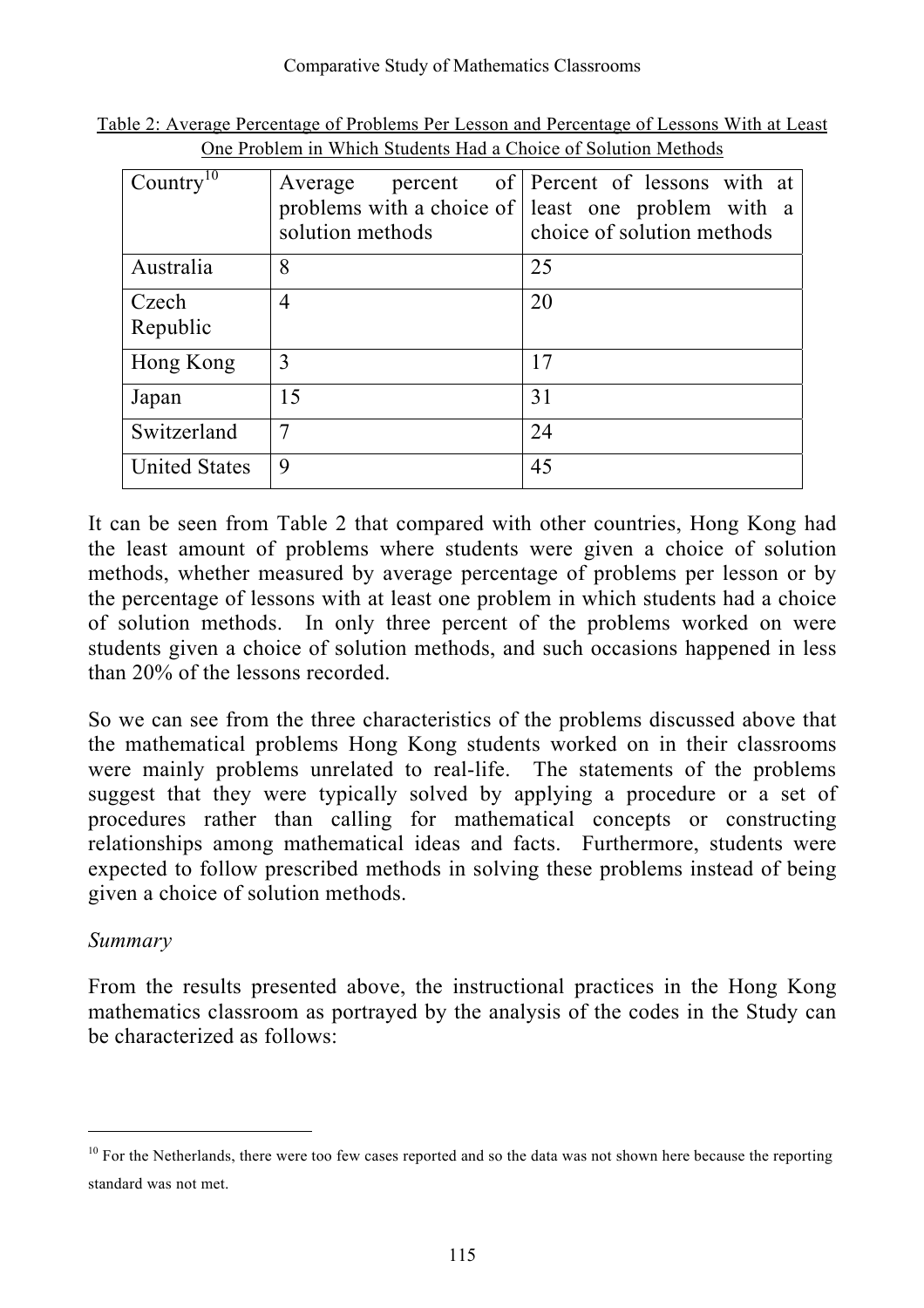Table 2: Average Percentage of Problems Per Lesson and Percentage of Lessons With at Least One Problem in Which Students Had a Choice of Solution Methods

| Country[10] | Average percent of problems with a choice of solution methods | Percent of lessons with at least one problem with a choice of solution methods |
|---|---|---|
| Australia | 8 | 25 |
| Czech Republic | 4 | 20 |
| Hong Kong | 3 | 17 |
| Japan | 15 | 31 |
| Switzerland | 7 | 24 |
| United States | 9 | 45 |

It can be seen from Table 2 that compared with other countries, Hong Kong had the least amount of problems where students were given a choice of solution methods, whether measured by average percentage of problems per lesson or by the percentage of lessons with at least one problem in which students had a choice of solution methods. In only three percent of the problems worked on were students given a choice of solution methods, and such occasions happened in less than 20% of the lessons recorded.

So we can see from the three characteristics of the problems discussed above that the mathematical problems Hong Kong students worked on in their classrooms were mainly problems unrelated to real-life. The statements of the problems suggest that they were typically solved by applying a procedure or a set of procedures rather than calling for mathematical concepts or constructing relationships among mathematical ideas and facts. Furthermore, students were expected to follow prescribed methods in solving these problems instead of being given a choice of solution methods.

*Summary*

From the results presented above, the instructional practices in the Hong Kong mathematics classroom as portrayed by the analysis of the codes in the Study can be characterized as follows:

---

[10] For the Netherlands, there were too few cases reported and so the data was not shown here because the reporting standard was not met.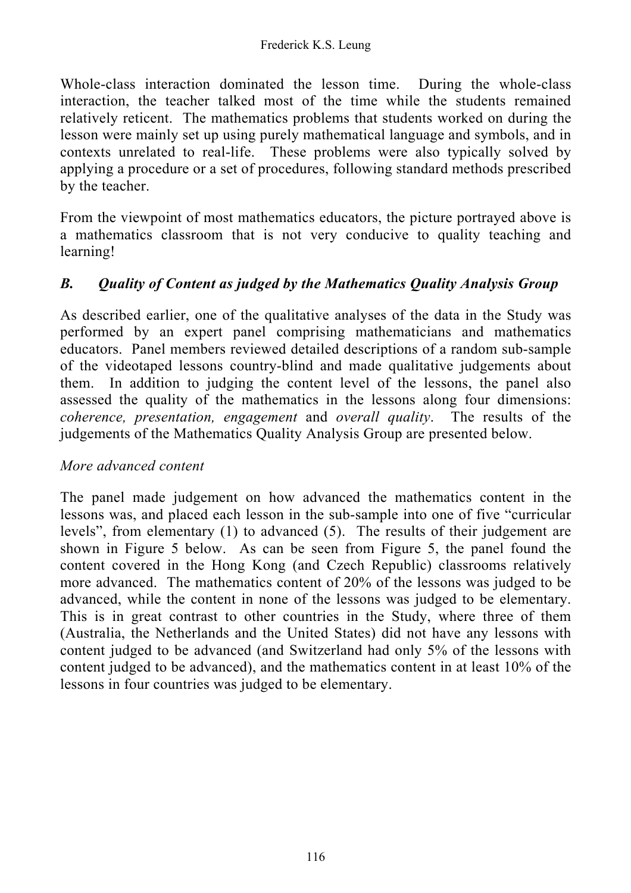Whole-class interaction dominated the lesson time. During the whole-class interaction, the teacher talked most of the time while the students remained relatively reticent. The mathematics problems that students worked on during the lesson were mainly set up using purely mathematical language and symbols, and in contexts unrelated to real-life. These problems were also typically solved by applying a procedure or a set of procedures, following standard methods prescribed by the teacher.

From the viewpoint of most mathematics educators, the picture portrayed above is a mathematics classroom that is not very conducive to quality teaching and learning!

### *B. Quality of Content as judged by the Mathematics Quality Analysis Group*

As described earlier, one of the qualitative analyses of the data in the Study was performed by an expert panel comprising mathematicians and mathematics educators. Panel members reviewed detailed descriptions of a random sub-sample of the videotaped lessons country-blind and made qualitative judgements about them. In addition to judging the content level of the lessons, the panel also assessed the quality of the mathematics in the lessons along four dimensions: *coherence, presentation, engagement* and *overall quality*. The results of the judgements of the Mathematics Quality Analysis Group are presented below.

*More advanced content*

The panel made judgement on how advanced the mathematics content in the lessons was, and placed each lesson in the sub-sample into one of five "curricular levels", from elementary (1) to advanced (5). The results of their judgement are shown in Figure 5 below. As can be seen from Figure 5, the panel found the content covered in the Hong Kong (and Czech Republic) classrooms relatively more advanced. The mathematics content of 20% of the lessons was judged to be advanced, while the content in none of the lessons was judged to be elementary. This is in great contrast to other countries in the Study, where three of them (Australia, the Netherlands and the United States) did not have any lessons with content judged to be advanced (and Switzerland had only 5% of the lessons with content judged to be advanced), and the mathematics content in at least 10% of the lessons in four countries was judged to be elementary.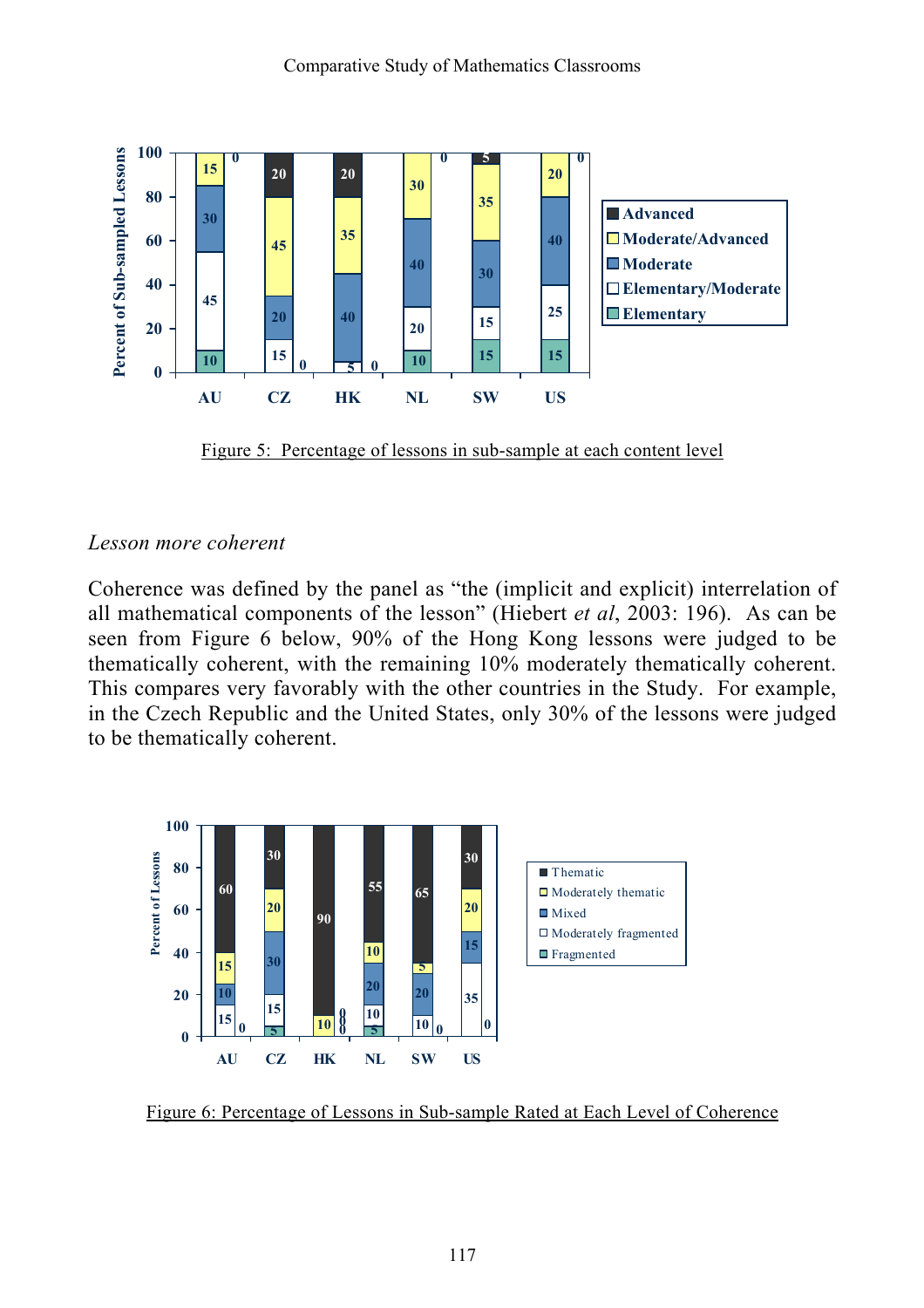Figure 5: Percentage of lessons in sub-sample at each content level

*Lesson more coherent*

Coherence was defined by the panel as "the (implicit and explicit) interrelation of all mathematical components of the lesson" (Hiebert *et al*, 2003: 196). As can be seen from Figure 6 below, 90% of the Hong Kong lessons were judged to be thematically coherent, with the remaining 10% moderately thematically coherent. This compares very favorably with the other countries in the Study. For example, in the Czech Republic and the United States, only 30% of the lessons were judged to be thematically coherent.

Figure 6: Percentage of Lessons in Sub-sample Rated at Each Level of Coherence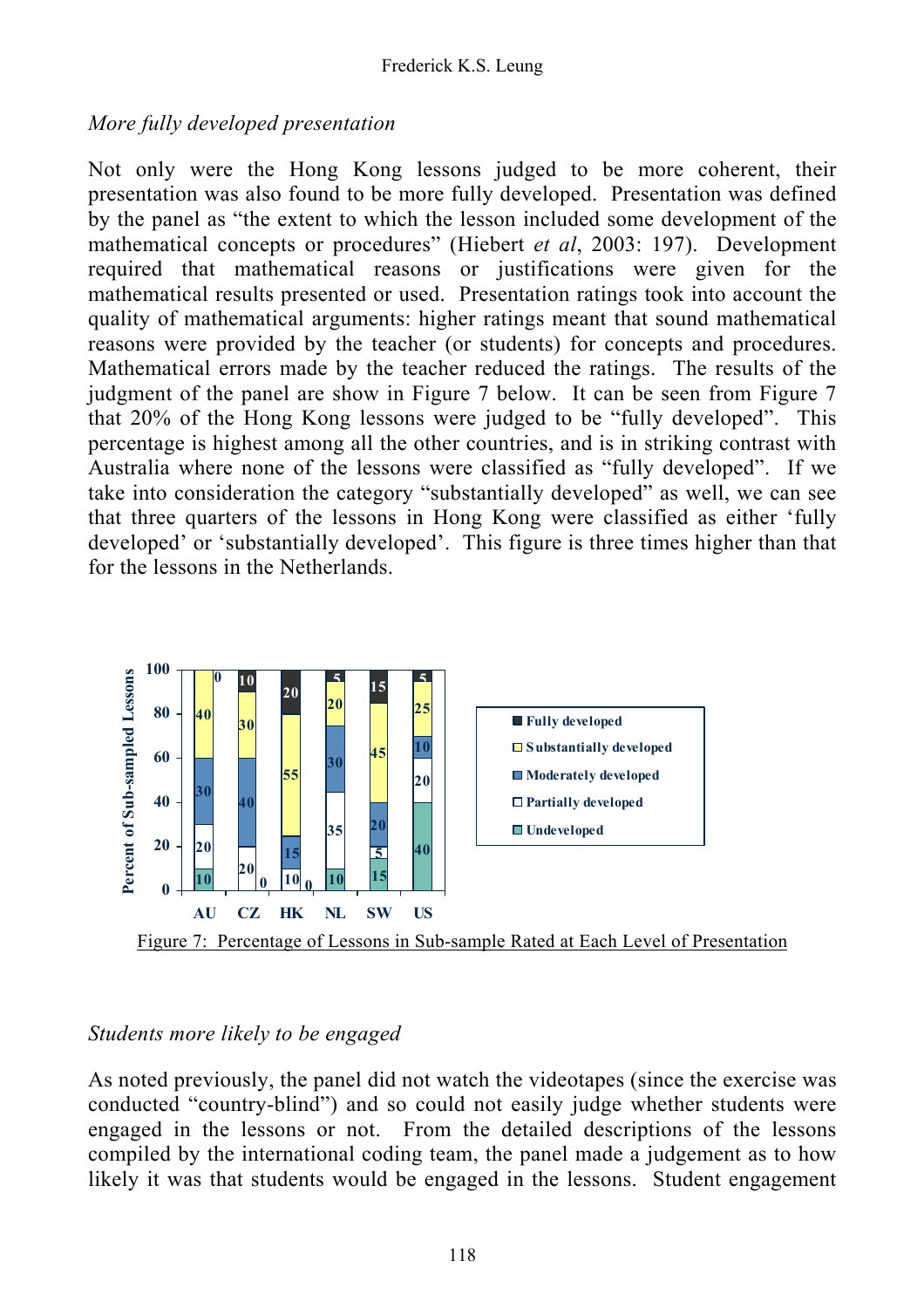*More fully developed presentation*

Not only were the Hong Kong lessons judged to be more coherent, their presentation was also found to be more fully developed. Presentation was defined by the panel as "the extent to which the lesson included some development of the mathematical concepts or procedures" (Hiebert *et al*, 2003: 197). Development required that mathematical reasons or justifications were given for the mathematical results presented or used. Presentation ratings took into account the quality of mathematical arguments: higher ratings meant that sound mathematical reasons were provided by the teacher (or students) for concepts and procedures. Mathematical errors made by the teacher reduced the ratings. The results of the judgment of the panel are show in Figure 7 below. It can be seen from Figure 7 that 20% of the Hong Kong lessons were judged to be "fully developed". This percentage is highest among all the other countries, and is in striking contrast with Australia where none of the lessons were classified as "fully developed". If we take into consideration the category "substantially developed" as well, we can see that three quarters of the lessons in Hong Kong were classified as either 'fully developed' or 'substantially developed'. This figure is three times higher than that for the lessons in the Netherlands.

| Percent of Sub-sampled Lessons | AU | CZ | HK | NL | SW | US |
|---|---|---|---|---|---|---|
| Fully developed | 0 | 10 | 20 | 5 | 15 | 5 |
| Substantially developed | 40 | 30 | 55 | 20 | 45 | 25 |
| Moderately developed | 30 | 40 | 15 | 30 | 20 | 10 |
| Partially developed | 20 | 20 | 10 | 35 | 5 | 20 |
| Undeveloped | 10 | 0 | 0 | 10 | 15 | 40 |

Figure 7: Percentage of Lessons in Sub-sample Rated at Each Level of Presentation

*Students more likely to be engaged*

As noted previously, the panel did not watch the videotapes (since the exercise was conducted "country-blind") and so could not easily judge whether students were engaged in the lessons or not. From the detailed descriptions of the lessons compiled by the international coding team, the panel made a judgement as to how likely it was that students would be engaged in the lessons. Student engagement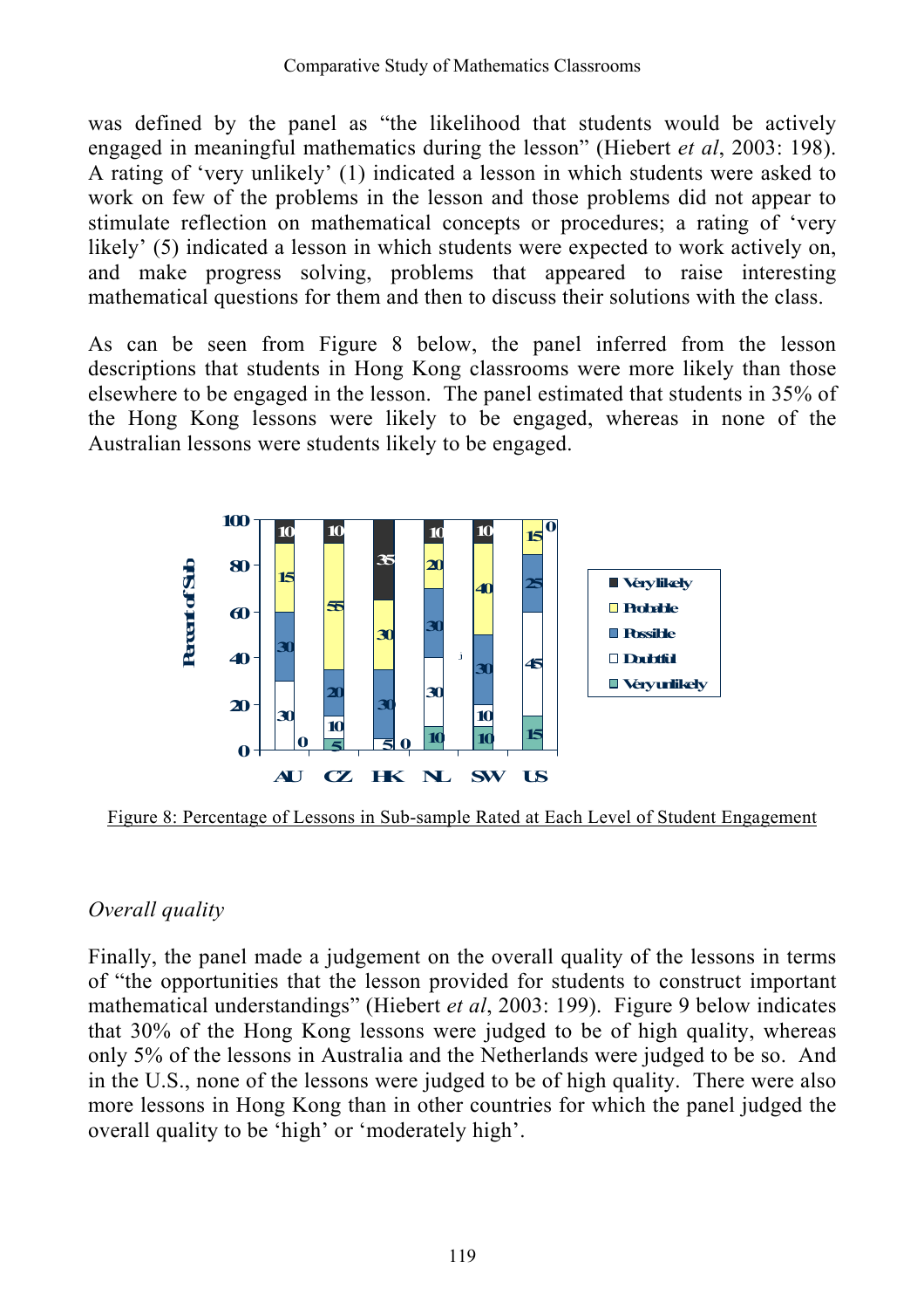was defined by the panel as "the likelihood that students would be actively engaged in meaningful mathematics during the lesson" (Hiebert *et al*, 2003: 198). A rating of 'very unlikely' (1) indicated a lesson in which students were asked to work on few of the problems in the lesson and those problems did not appear to stimulate reflection on mathematical concepts or procedures; a rating of 'very likely' (5) indicated a lesson in which students were expected to work actively on, and make progress solving, problems that appeared to raise interesting mathematical questions for them and then to discuss their solutions with the class.

As can be seen from Figure 8 below, the panel inferred from the lesson descriptions that students in Hong Kong classrooms were more likely than those elsewhere to be engaged in the lesson. The panel estimated that students in 35% of the Hong Kong lessons were likely to be engaged, whereas in none of the Australian lessons were students likely to be engaged.

| | AU | CZ | HK | NL | SW | US |
|---|---|---|---|---|---|---|
| Very likely | 10 | 10 | 35 | 10 | 10 | 0 |
| Probable | 15 | 55 | 30 | 20 | 40 | 15 |
| Possible | 30 | 20 | 30 | 30 | 30 | 25 |
| Doubtful | 30 | 10 | 5 | 30 | 10 | 45 |
| Very unlikely | 0 | 5 | 0 | 10 | 10 | 15 |

Figure 8: Percentage of Lessons in Sub-sample Rated at Each Level of Student Engagement

## *Overall quality*

Finally, the panel made a judgement on the overall quality of the lessons in terms of "the opportunities that the lesson provided for students to construct important mathematical understandings" (Hiebert *et al*, 2003: 199). Figure 9 below indicates that 30% of the Hong Kong lessons were judged to be of high quality, whereas only 5% of the lessons in Australia and the Netherlands were judged to be so. And in the U.S., none of the lessons were judged to be of high quality. There were also more lessons in Hong Kong than in other countries for which the panel judged the overall quality to be 'high' or 'moderately high'.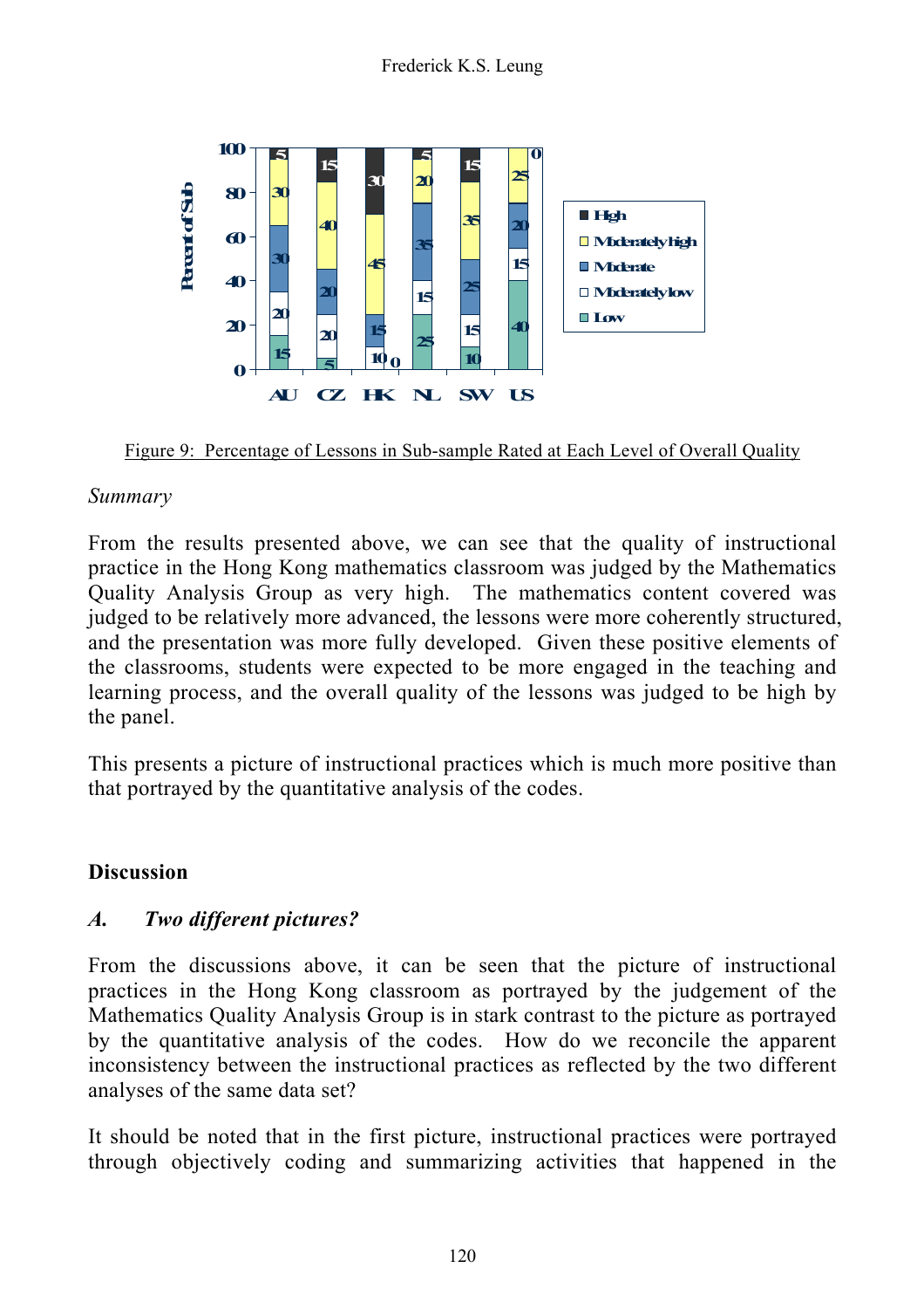Figure 9: Percentage of Lessons in Sub-sample Rated at Each Level of Overall Quality

*Summary*

From the results presented above, we can see that the quality of instructional practice in the Hong Kong mathematics classroom was judged by the Mathematics Quality Analysis Group as very high. The mathematics content covered was judged to be relatively more advanced, the lessons were more coherently structured, and the presentation was more fully developed. Given these positive elements of the classrooms, students were expected to be more engaged in the teaching and learning process, and the overall quality of the lessons was judged to be high by the panel.

This presents a picture of instructional practices which is much more positive than that portrayed by the quantitative analysis of the codes.

## Discussion

### *A. Two different pictures?*

From the discussions above, it can be seen that the picture of instructional practices in the Hong Kong classroom as portrayed by the judgement of the Mathematics Quality Analysis Group is in stark contrast to the picture as portrayed by the quantitative analysis of the codes. How do we reconcile the apparent inconsistency between the instructional practices as reflected by the two different analyses of the same data set?

It should be noted that in the first picture, instructional practices were portrayed through objectively coding and summarizing activities that happened in the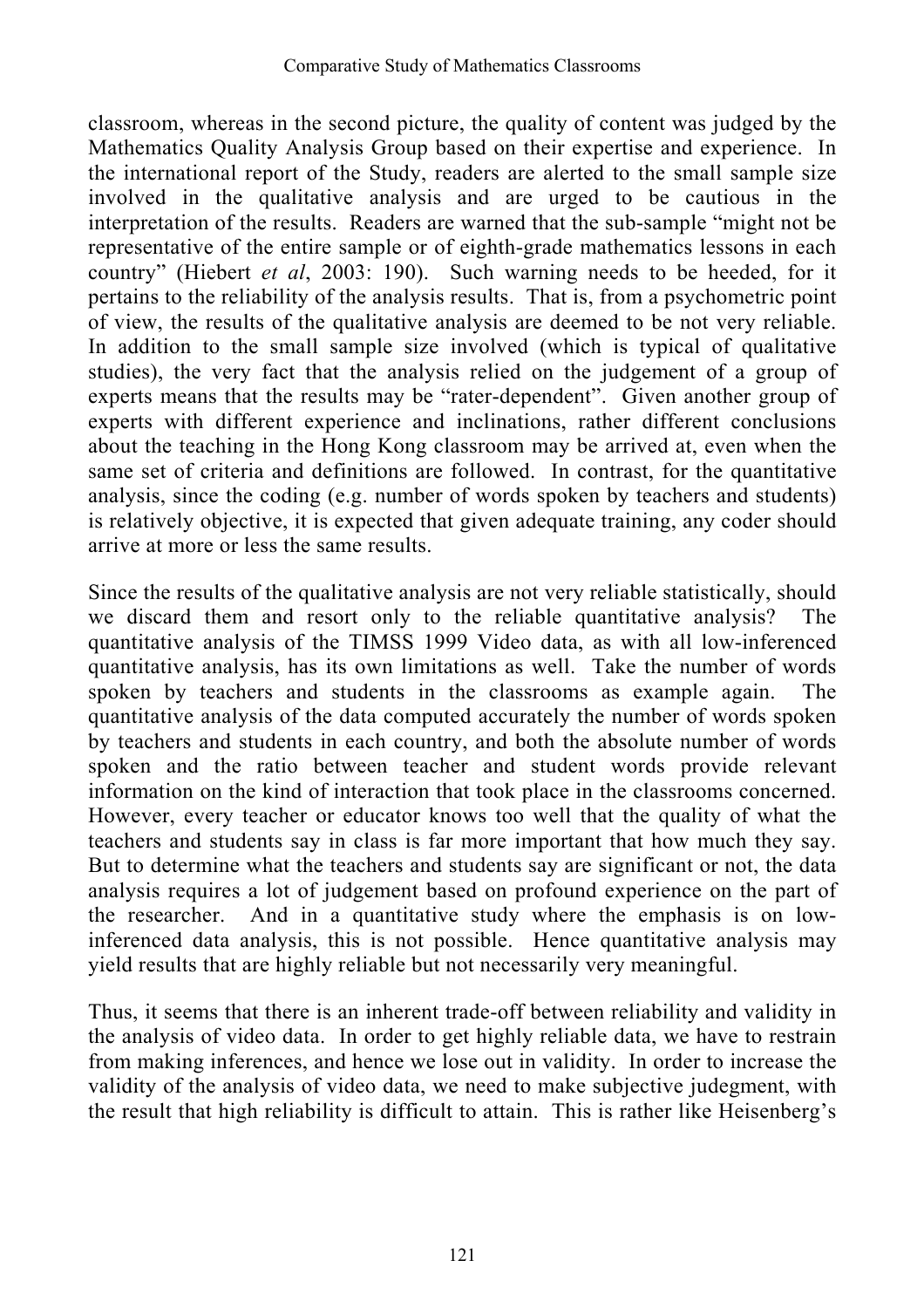classroom, whereas in the second picture, the quality of content was judged by the Mathematics Quality Analysis Group based on their expertise and experience. In the international report of the Study, readers are alerted to the small sample size involved in the qualitative analysis and are urged to be cautious in the interpretation of the results. Readers are warned that the sub-sample "might not be representative of the entire sample or of eighth-grade mathematics lessons in each country" (Hiebert *et al*, 2003: 190). Such warning needs to be heeded, for it pertains to the reliability of the analysis results. That is, from a psychometric point of view, the results of the qualitative analysis are deemed to be not very reliable. In addition to the small sample size involved (which is typical of qualitative studies), the very fact that the analysis relied on the judgement of a group of experts means that the results may be "rater-dependent". Given another group of experts with different experience and inclinations, rather different conclusions about the teaching in the Hong Kong classroom may be arrived at, even when the same set of criteria and definitions are followed. In contrast, for the quantitative analysis, since the coding (e.g. number of words spoken by teachers and students) is relatively objective, it is expected that given adequate training, any coder should arrive at more or less the same results.

Since the results of the qualitative analysis are not very reliable statistically, should we discard them and resort only to the reliable quantitative analysis? The quantitative analysis of the TIMSS 1999 Video data, as with all low-inferenced quantitative analysis, has its own limitations as well. Take the number of words spoken by teachers and students in the classrooms as example again. The quantitative analysis of the data computed accurately the number of words spoken by teachers and students in each country, and both the absolute number of words spoken and the ratio between teacher and student words provide relevant information on the kind of interaction that took place in the classrooms concerned. However, every teacher or educator knows too well that the quality of what the teachers and students say in class is far more important that how much they say. But to determine what the teachers and students say are significant or not, the data analysis requires a lot of judgement based on profound experience on the part of the researcher. And in a quantitative study where the emphasis is on low-inferenced data analysis, this is not possible. Hence quantitative analysis may yield results that are highly reliable but not necessarily very meaningful.

Thus, it seems that there is an inherent trade-off between reliability and validity in the analysis of video data. In order to get highly reliable data, we have to restrain from making inferences, and hence we lose out in validity. In order to increase the validity of the analysis of video data, we need to make subjective judgement, with the result that high reliability is difficult to attain. This is rather like Heisenberg's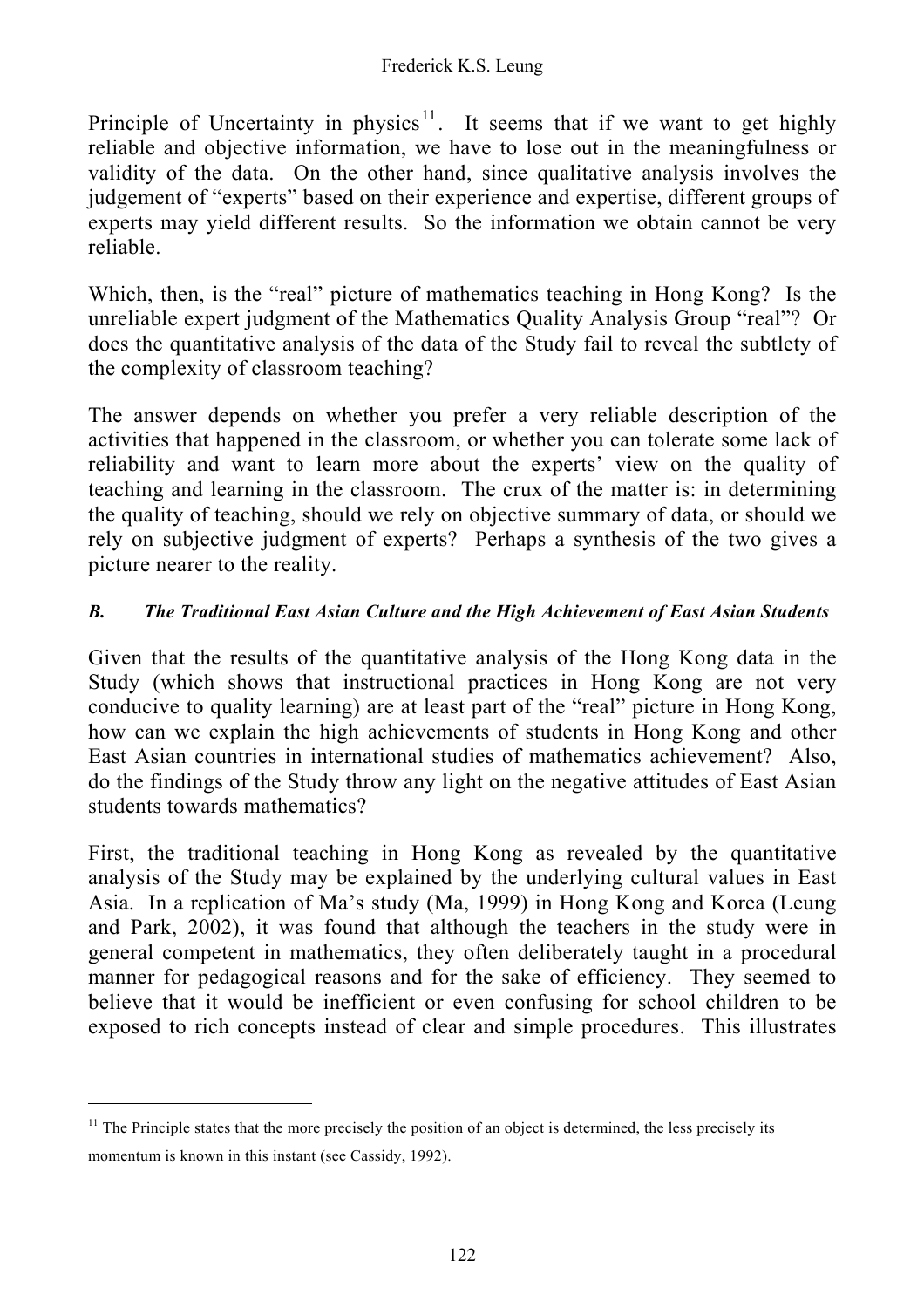Principle of Uncertainty in physics[11]. It seems that if we want to get highly reliable and objective information, we have to lose out in the meaningfulness or validity of the data. On the other hand, since qualitative analysis involves the judgement of "experts" based on their experience and expertise, different groups of experts may yield different results. So the information we obtain cannot be very reliable.

Which, then, is the "real" picture of mathematics teaching in Hong Kong? Is the unreliable expert judgment of the Mathematics Quality Analysis Group "real"? Or does the quantitative analysis of the data of the Study fail to reveal the subtlety of the complexity of classroom teaching?

The answer depends on whether you prefer a very reliable description of the activities that happened in the classroom, or whether you can tolerate some lack of reliability and want to learn more about the experts' view on the quality of teaching and learning in the classroom. The crux of the matter is: in determining the quality of teaching, should we rely on objective summary of data, or should we rely on subjective judgment of experts? Perhaps a synthesis of the two gives a picture nearer to the reality.

### *B. The Traditional East Asian Culture and the High Achievement of East Asian Students*

Given that the results of the quantitative analysis of the Hong Kong data in the Study (which shows that instructional practices in Hong Kong are not very conducive to quality learning) are at least part of the "real" picture in Hong Kong, how can we explain the high achievements of students in Hong Kong and other East Asian countries in international studies of mathematics achievement? Also, do the findings of the Study throw any light on the negative attitudes of East Asian students towards mathematics?

First, the traditional teaching in Hong Kong as revealed by the quantitative analysis of the Study may be explained by the underlying cultural values in East Asia. In a replication of Ma's study (Ma, 1999) in Hong Kong and Korea (Leung and Park, 2002), it was found that although the teachers in the study were in general competent in mathematics, they often deliberately taught in a procedural manner for pedagogical reasons and for the sake of efficiency. They seemed to believe that it would be inefficient or even confusing for school children to be exposed to rich concepts instead of clear and simple procedures. This illustrates

---

[11] The Principle states that the more precisely the position of an object is determined, the less precisely its momentum is known in this instant (see Cassidy, 1992).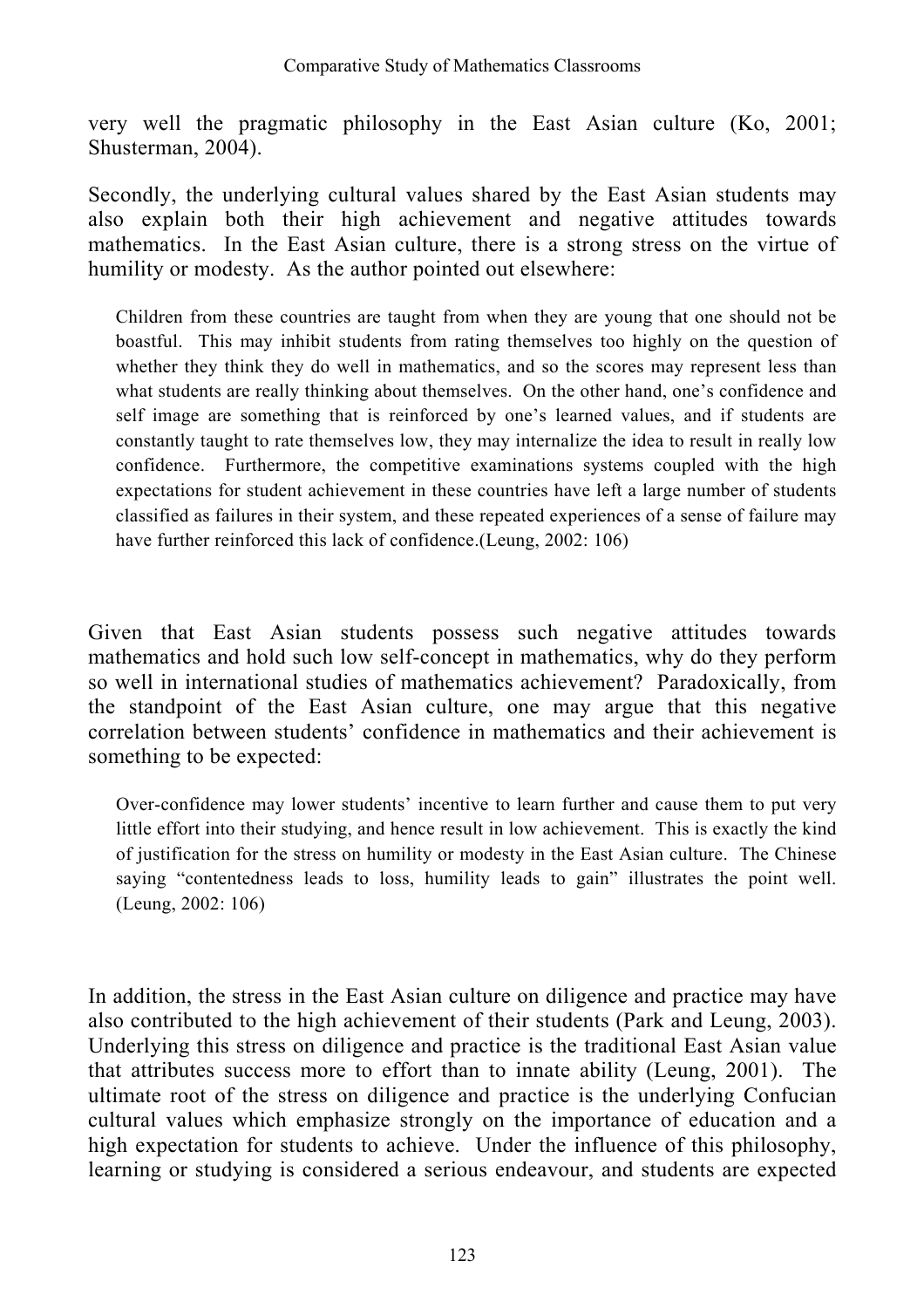very well the pragmatic philosophy in the East Asian culture (Ko, 2001; Shusterman, 2004).

Secondly, the underlying cultural values shared by the East Asian students may also explain both their high achievement and negative attitudes towards mathematics. In the East Asian culture, there is a strong stress on the virtue of humility or modesty. As the author pointed out elsewhere:

> Children from these countries are taught from when they are young that one should not be boastful. This may inhibit students from rating themselves too highly on the question of whether they think they do well in mathematics, and so the scores may represent less than what students are really thinking about themselves. On the other hand, one's confidence and self image are something that is reinforced by one's learned values, and if students are constantly taught to rate themselves low, they may internalize the idea to result in really low confidence. Furthermore, the competitive examinations systems coupled with the high expectations for student achievement in these countries have left a large number of students classified as failures in their system, and these repeated experiences of a sense of failure may have further reinforced this lack of confidence.(Leung, 2002: 106)

Given that East Asian students possess such negative attitudes towards mathematics and hold such low self-concept in mathematics, why do they perform so well in international studies of mathematics achievement? Paradoxically, from the standpoint of the East Asian culture, one may argue that this negative correlation between students' confidence in mathematics and their achievement is something to be expected:

> Over-confidence may lower students' incentive to learn further and cause them to put very little effort into their studying, and hence result in low achievement. This is exactly the kind of justification for the stress on humility or modesty in the East Asian culture. The Chinese saying "contentedness leads to loss, humility leads to gain" illustrates the point well. (Leung, 2002: 106)

In addition, the stress in the East Asian culture on diligence and practice may have also contributed to the high achievement of their students (Park and Leung, 2003). Underlying this stress on diligence and practice is the traditional East Asian value that attributes success more to effort than to innate ability (Leung, 2001). The ultimate root of the stress on diligence and practice is the underlying Confucian cultural values which emphasize strongly on the importance of education and a high expectation for students to achieve. Under the influence of this philosophy, learning or studying is considered a serious endeavour, and students are expected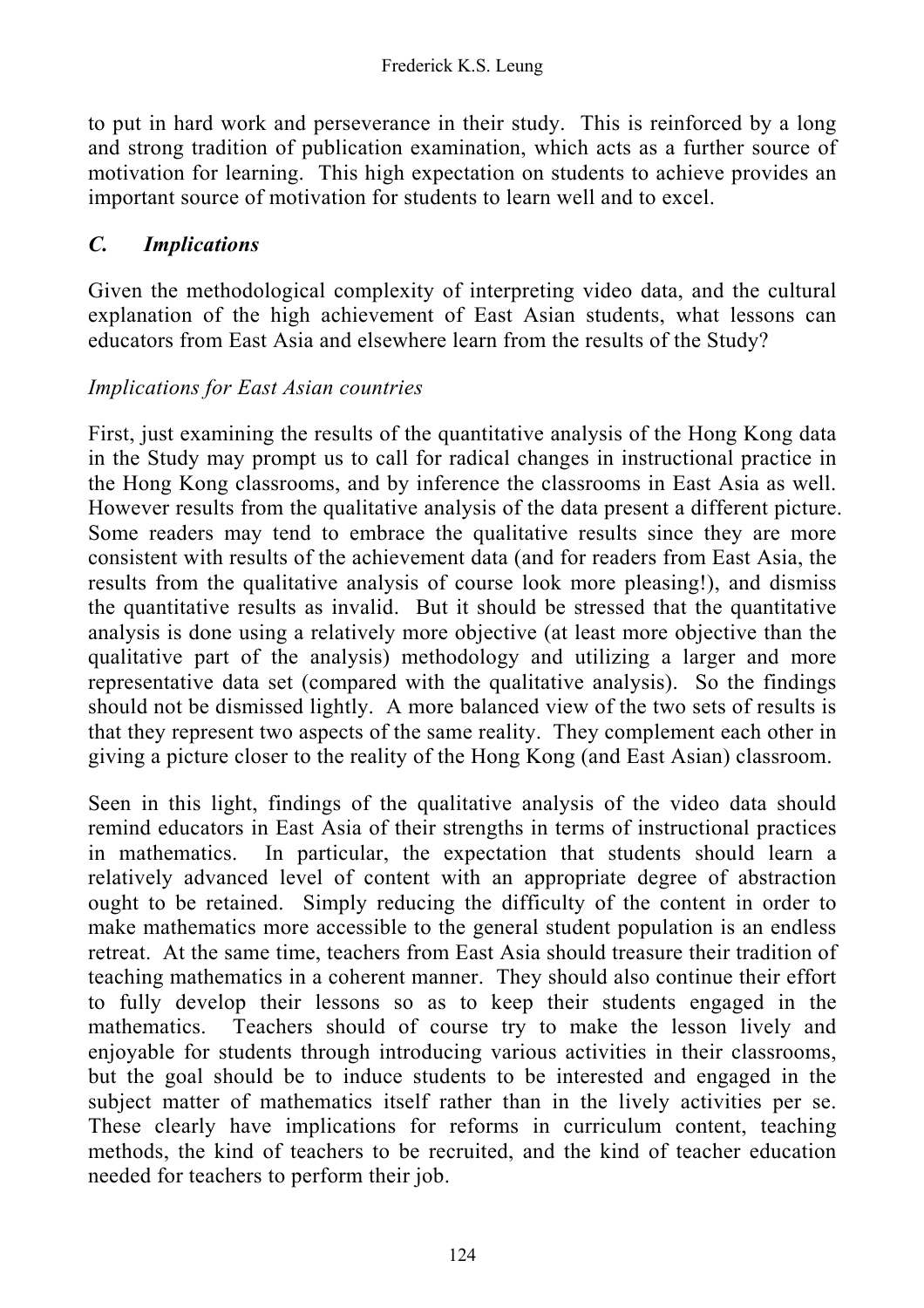to put in hard work and perseverance in their study. This is reinforced by a long and strong tradition of publication examination, which acts as a further source of motivation for learning. This high expectation on students to achieve provides an important source of motivation for students to learn well and to excel.

## *C. Implications*

Given the methodological complexity of interpreting video data, and the cultural explanation of the high achievement of East Asian students, what lessons can educators from East Asia and elsewhere learn from the results of the Study?

### *Implications for East Asian countries*

First, just examining the results of the quantitative analysis of the Hong Kong data in the Study may prompt us to call for radical changes in instructional practice in the Hong Kong classrooms, and by inference the classrooms in East Asia as well. However results from the qualitative analysis of the data present a different picture. Some readers may tend to embrace the qualitative results since they are more consistent with results of the achievement data (and for readers from East Asia, the results from the qualitative analysis of course look more pleasing!), and dismiss the quantitative results as invalid. But it should be stressed that the quantitative analysis is done using a relatively more objective (at least more objective than the qualitative part of the analysis) methodology and utilizing a larger and more representative data set (compared with the qualitative analysis). So the findings should not be dismissed lightly. A more balanced view of the two sets of results is that they represent two aspects of the same reality. They complement each other in giving a picture closer to the reality of the Hong Kong (and East Asian) classroom.

Seen in this light, findings of the qualitative analysis of the video data should remind educators in East Asia of their strengths in terms of instructional practices in mathematics. In particular, the expectation that students should learn a relatively advanced level of content with an appropriate degree of abstraction ought to be retained. Simply reducing the difficulty of the content in order to make mathematics more accessible to the general student population is an endless retreat. At the same time, teachers from East Asia should treasure their tradition of teaching mathematics in a coherent manner. They should also continue their effort to fully develop their lessons so as to keep their students engaged in the mathematics. Teachers should of course try to make the lesson lively and enjoyable for students through introducing various activities in their classrooms, but the goal should be to induce students to be interested and engaged in the subject matter of mathematics itself rather than in the lively activities per se. These clearly have implications for reforms in curriculum content, teaching methods, the kind of teachers to be recruited, and the kind of teacher education needed for teachers to perform their job.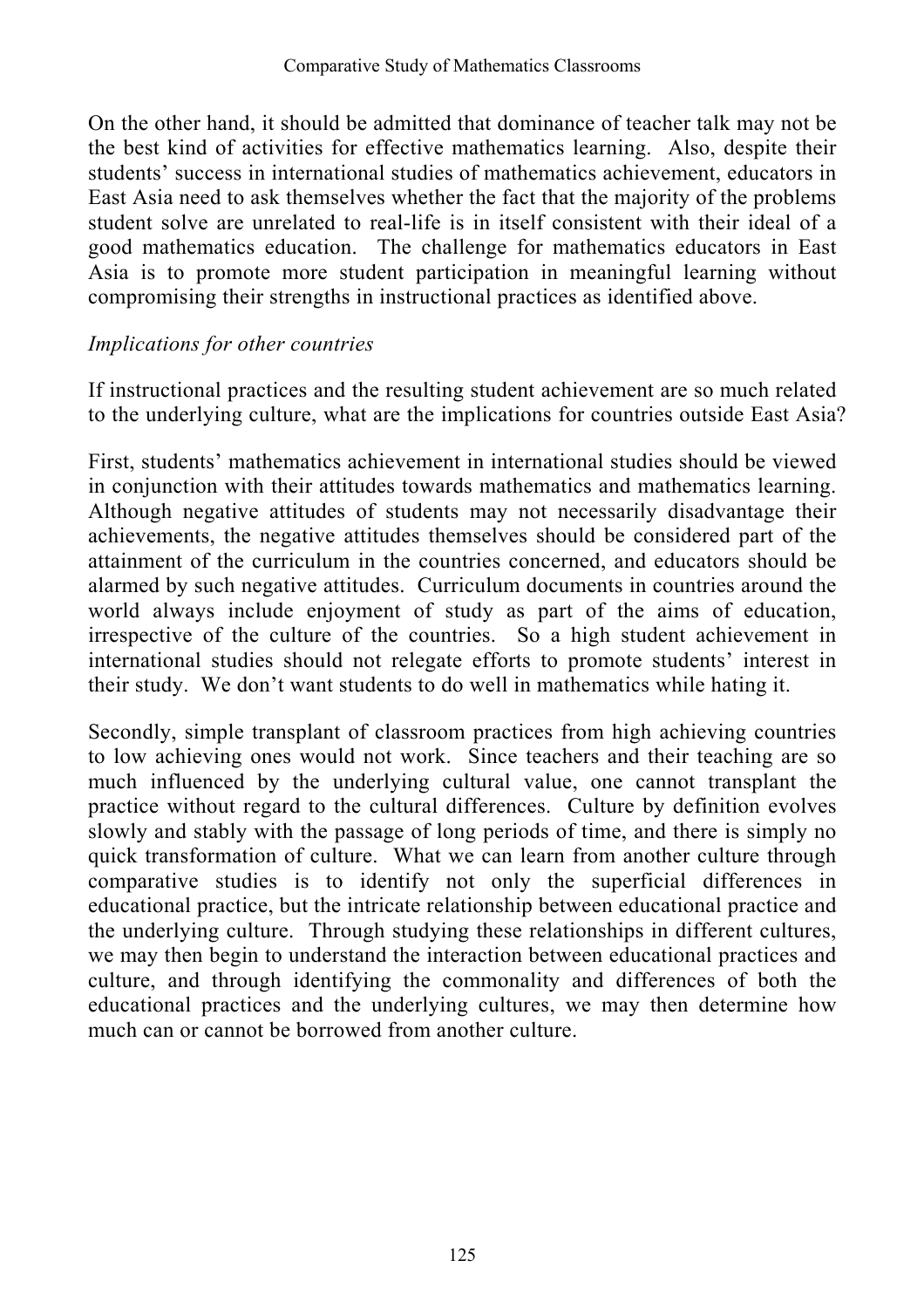On the other hand, it should be admitted that dominance of teacher talk may not be the best kind of activities for effective mathematics learning. Also, despite their students' success in international studies of mathematics achievement, educators in East Asia need to ask themselves whether the fact that the majority of the problems student solve are unrelated to real-life is in itself consistent with their ideal of a good mathematics education. The challenge for mathematics educators in East Asia is to promote more student participation in meaningful learning without compromising their strengths in instructional practices as identified above.

*Implications for other countries*

If instructional practices and the resulting student achievement are so much related to the underlying culture, what are the implications for countries outside East Asia?

First, students' mathematics achievement in international studies should be viewed in conjunction with their attitudes towards mathematics and mathematics learning. Although negative attitudes of students may not necessarily disadvantage their achievements, the negative attitudes themselves should be considered part of the attainment of the curriculum in the countries concerned, and educators should be alarmed by such negative attitudes. Curriculum documents in countries around the world always include enjoyment of study as part of the aims of education, irrespective of the culture of the countries. So a high student achievement in international studies should not relegate efforts to promote students' interest in their study. We don't want students to do well in mathematics while hating it.

Secondly, simple transplant of classroom practices from high achieving countries to low achieving ones would not work. Since teachers and their teaching are so much influenced by the underlying cultural value, one cannot transplant the practice without regard to the cultural differences. Culture by definition evolves slowly and stably with the passage of long periods of time, and there is simply no quick transformation of culture. What we can learn from another culture through comparative studies is to identify not only the superficial differences in educational practice, but the intricate relationship between educational practice and the underlying culture. Through studying these relationships in different cultures, we may then begin to understand the interaction between educational practices and culture, and through identifying the commonality and differences of both the educational practices and the underlying cultures, we may then determine how much can or cannot be borrowed from another culture.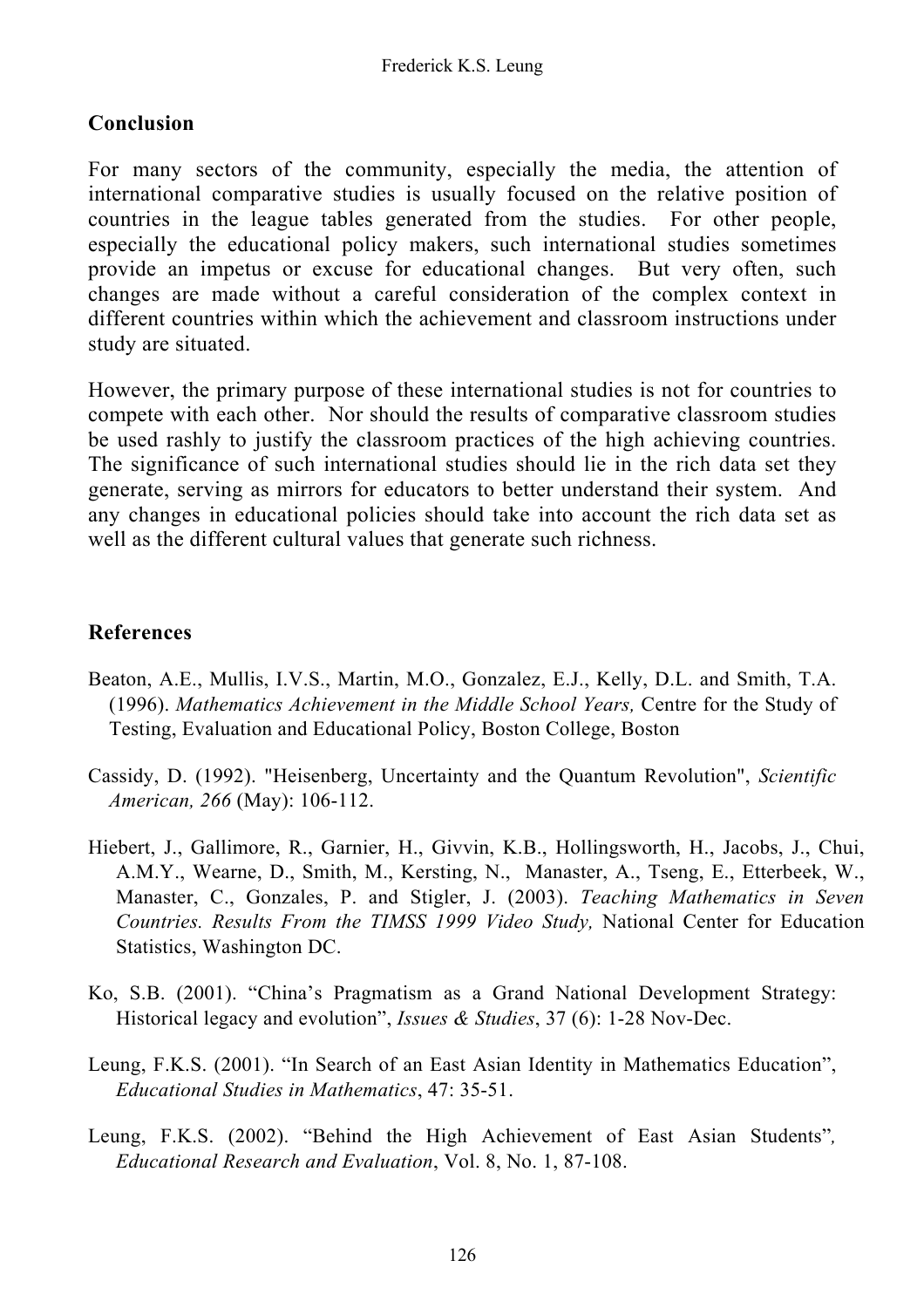## Conclusion

For many sectors of the community, especially the media, the attention of international comparative studies is usually focused on the relative position of countries in the league tables generated from the studies. For other people, especially the educational policy makers, such international studies sometimes provide an impetus or excuse for educational changes. But very often, such changes are made without a careful consideration of the complex context in different countries within which the achievement and classroom instructions under study are situated.

However, the primary purpose of these international studies is not for countries to compete with each other. Nor should the results of comparative classroom studies be used rashly to justify the classroom practices of the high achieving countries. The significance of such international studies should lie in the rich data set they generate, serving as mirrors for educators to better understand their system. And any changes in educational policies should take into account the rich data set as well as the different cultural values that generate such richness.

## References

Beaton, A.E., Mullis, I.V.S., Martin, M.O., Gonzalez, E.J., Kelly, D.L. and Smith, T.A. (1996). *Mathematics Achievement in the Middle School Years,* Centre for the Study of Testing, Evaluation and Educational Policy, Boston College, Boston

Cassidy, D. (1992). "Heisenberg, Uncertainty and the Quantum Revolution", *Scientific American, 266* (May): 106-112.

Hiebert, J., Gallimore, R., Garnier, H., Givvin, K.B., Hollingsworth, H., Jacobs, J., Chui, A.M.Y., Wearne, D., Smith, M., Kersting, N., Manaster, A., Tseng, E., Etterbeek, W., Manaster, C., Gonzales, P. and Stigler, J. (2003). *Teaching Mathematics in Seven Countries. Results From the TIMSS 1999 Video Study,* National Center for Education Statistics, Washington DC.

Ko, S.B. (2001). "China's Pragmatism as a Grand National Development Strategy: Historical legacy and evolution", *Issues & Studies*, 37 (6): 1-28 Nov-Dec.

Leung, F.K.S. (2001). "In Search of an East Asian Identity in Mathematics Education", *Educational Studies in Mathematics*, 47: 35-51.

Leung, F.K.S. (2002). "Behind the High Achievement of East Asian Students"*, Educational Research and Evaluation*, Vol. 8, No. 1, 87-108.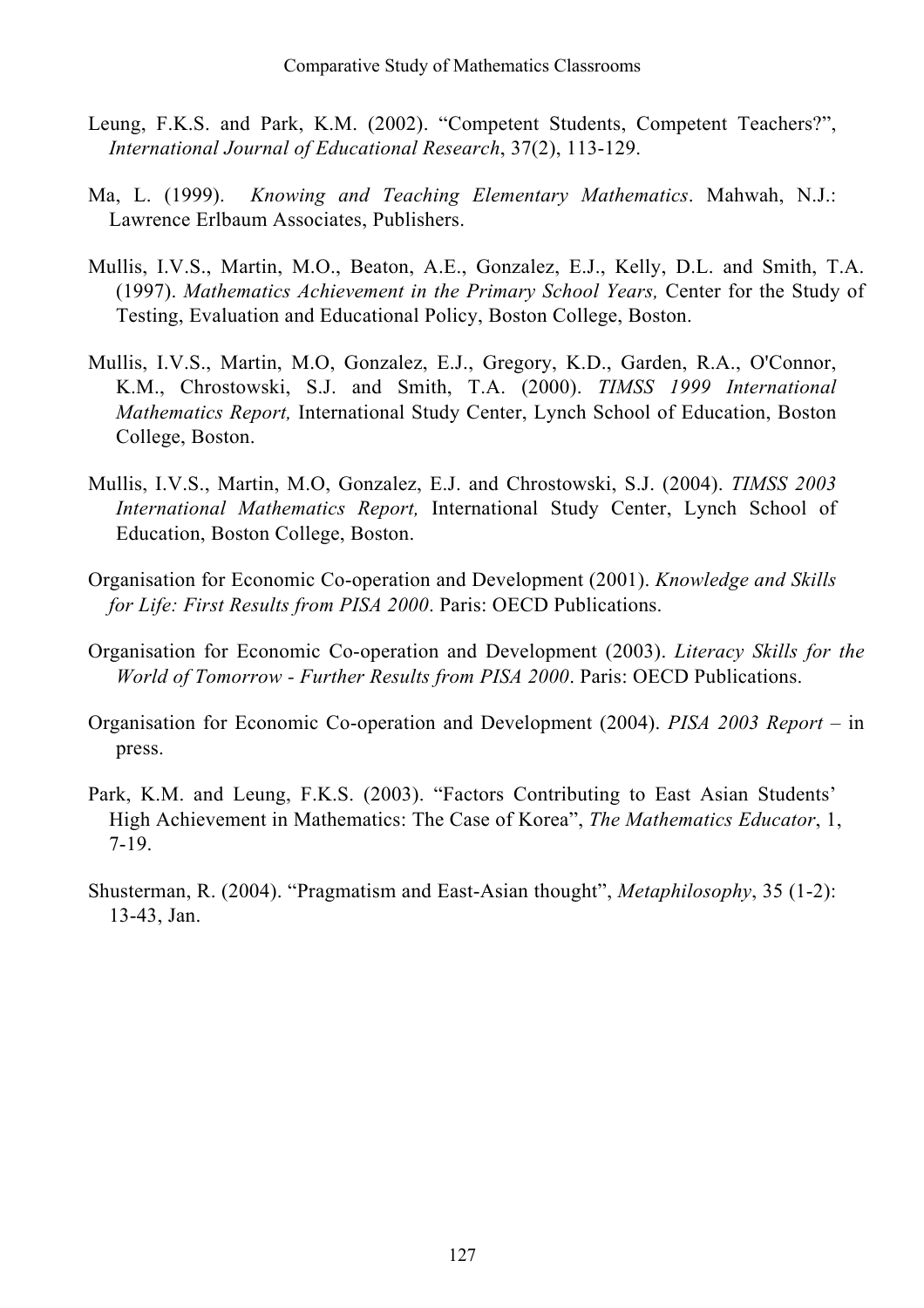Leung, F.K.S. and Park, K.M. (2002). "Competent Students, Competent Teachers?", *International Journal of Educational Research*, 37(2), 113-129.

Ma, L. (1999). *Knowing and Teaching Elementary Mathematics*. Mahwah, N.J.: Lawrence Erlbaum Associates, Publishers.

Mullis, I.V.S., Martin, M.O., Beaton, A.E., Gonzalez, E.J., Kelly, D.L. and Smith, T.A. (1997). *Mathematics Achievement in the Primary School Years,* Center for the Study of Testing, Evaluation and Educational Policy, Boston College, Boston.

Mullis, I.V.S., Martin, M.O, Gonzalez, E.J., Gregory, K.D., Garden, R.A., O'Connor, K.M., Chrostowski, S.J. and Smith, T.A. (2000). *TIMSS 1999 International Mathematics Report,* International Study Center, Lynch School of Education, Boston College, Boston.

Mullis, I.V.S., Martin, M.O, Gonzalez, E.J. and Chrostowski, S.J. (2004). *TIMSS 2003 International Mathematics Report,* International Study Center, Lynch School of Education, Boston College, Boston.

Organisation for Economic Co-operation and Development (2001). *Knowledge and Skills for Life: First Results from PISA 2000*. Paris: OECD Publications.

Organisation for Economic Co-operation and Development (2003). *Literacy Skills for the World of Tomorrow - Further Results from PISA 2000*. Paris: OECD Publications.

Organisation for Economic Co-operation and Development (2004). *PISA 2003 Report* – in press.

Park, K.M. and Leung, F.K.S. (2003). "Factors Contributing to East Asian Students' High Achievement in Mathematics: The Case of Korea", *The Mathematics Educator*, 1, 7-19.

Shusterman, R. (2004). "Pragmatism and East-Asian thought", *Metaphilosophy*, 35 (1-2): 13-43, Jan.